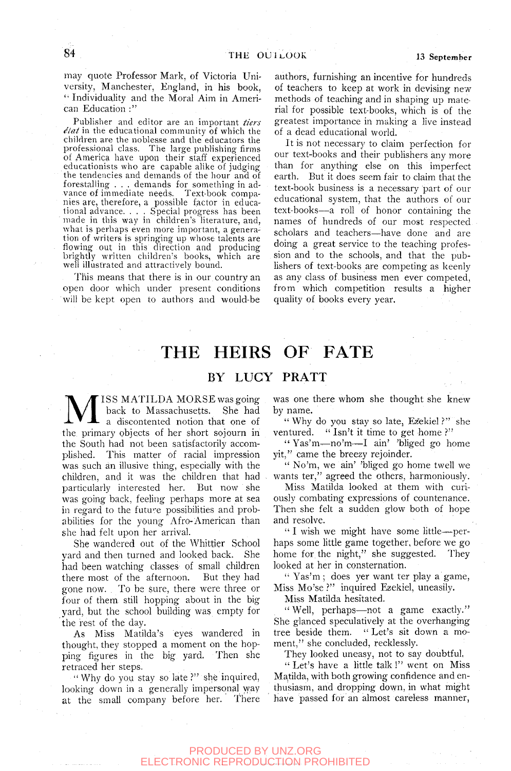may quote Professor Mark, of Victoria University, Manchester, England, in his book, "Individuality and the Moral Aim in American Education:"

> Publisher and editor are an important *tiers état* in the educational community of which the children are the noblesse and the educators the professional class. The large publishing firms of America have upon their staff experienced educationists who are capable alike of judging the tendencies and demands of the hour and of forestalling . . . demands for something in advance of immediate needs. Text-book companies are, therefore, a possible factor in educational advance. . . . Special progress has been made in this way in children's literature, and, what is perhaps even more important, a generation of writers is springing up whose talents are flowing out in this direction and producing brightly written children's books, which are well illustrated and attractively bound.

This means that there is in our country an open door which under present conditions will be kept open to authors and would-be authors, furnishing an incentive for hundreds of teachers to keep at work in devising new methods of teaching and in shaping up material for possible text-books, which is of the greatest importance in making a live instead of a dead educational world.

It is not necessary to claim perfection for our text-books and their publishers any more than for anything else on this imperfect earth. But it does seem fair to claim that the text-book business is a necessary part of our educational system, that the authors of our text-books—a roll of honor containing the names of hundreds of our most respected scholars and teachers—have done and are doing a great service to the teaching profession and to the schools, and that the publishers of text-books are competing as keenly as any class of business men ever competed, from which competition results a higher quality of books every year.

# THE HEIRS OF FATE

## BY LUCY PRATT

MISS MATILDA MORSE was going back to Massachusetts. She had a discontented notion that one of the primary objects of her short sojourn in the South had not been satisfactorily accomplished. This matter of racial impression was such an illusive thing, especially with the children, and it was the children that had particularly interested her. But now she was going back, feeling perhaps more at sea in regard to the future possibilities and probabilities for the young Afro-American than she had felt upon her arrival.

She wandered out of the Whittier School yard and then turned and looked back. She had been watching classes of small children there most of the afternoon. But they had gone now. To be sure, there were three or four of them still hopping about in the big yard, but the school building was empty for the rest of the day.

As Miss Matilda's eyes wandered in thought, they stopped a moment on the hopping figures in the big yard. Then she retraced her steps.

"Why do you stay so late?" she inquired, looking down in a generally impersonal way at the small company before her. There was one there whom she thought she knew by name.

"Why do you stay so late, Ezekiel?" she ventured. "Isn't it time to get home?"

"Yas'm—no'm—I ain' 'bliged go home yit," came the breezy rejoinder.

"No'm, we ain' 'bliged go home twell we wants ter," agreed the others, harmoniously.

Miss Matilda looked at them with curiously combating expressions of countenance. Then she felt a sudden glow both of hope and resolve.

"I wish we might have some little—perhaps some little game together, before we go home for the night," she suggested. They looked at her in consternation.

"Yas'm; does yer want ter play a game, Miss Mo'se?" inquired Ezekiel, uneasily.

Miss Matilda hesitated.

"Well, perhaps—not a game exactly." She glanced speculatively at the overhanging tree beside them. "Let's sit down a moment," she concluded, recklessly.

They looked uneasy, not to say doubtful.

"Let's have a little talk!" went on Miss Matilda, with both growing confidence and enthusiasm, and dropping down, in what might have passed for an almost careless manner,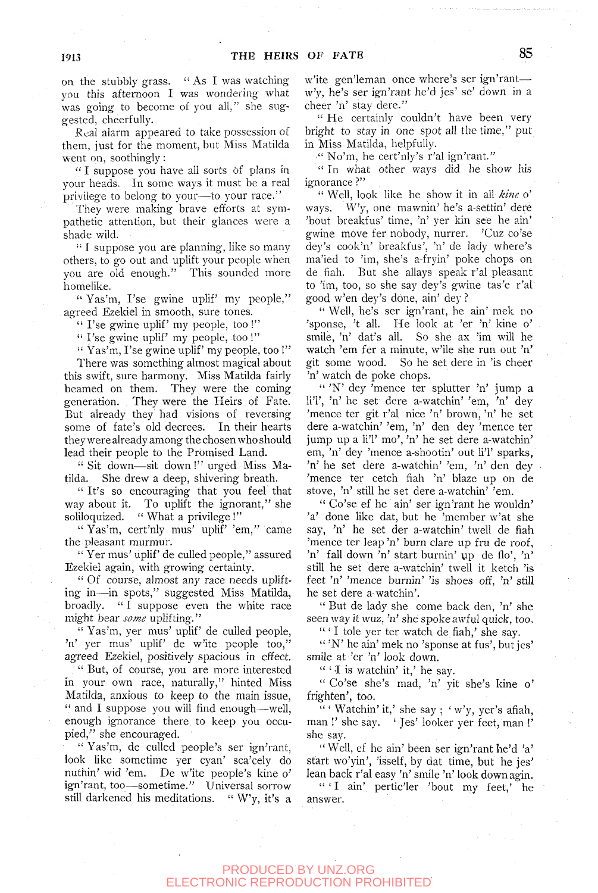on the stubbly grass. "As I was watching you this afternoon I was wondering what was going to become of you all," she suggested, cheerfully.

Real alarm appeared to take possession of them, just for the moment, but Miss Matilda went on, soothingly:

"I suppose you have all sorts of plans in your heads. In some ways it must be a real privilege to belong to your—to your race."

They were making brave efforts at sympathetic attention, but their glances were a shade wild.

"I suppose you are planning, like so many others, to go out and uplift your people when you are old enough." This sounded more homelike.

"Yas'm, I'se gwine uplif' my people," agreed Ezekiel in smooth, sure tones.

"I'se gwine uplif' my people, too!"

"I'se gwine uplif' my people, too!"

"Yas'm, I'se gwine uplif' my people, too!"

There was something almost magical about this swift, sure harmony. Miss Matilda fairly beamed on them. They were the coming generation. They were the Heirs of Fate. But already they had visions of reversing some of fate's old decrees. In their hearts they were already among the chosen who should lead their people to the Promised Land.

"Sit down—sit down!" urged Miss Matilda. She drew a deep, shivering breath.

"It's so encouraging that you feel that way about it. To uplift the ignorant," she soliloquized. "What a privilege!"

"Yas'm, cert'nly mus' uplif' 'em," came the pleasant murmur.

"Yer mus' uplif' de culled people," assured Ezekiel again, with growing certainty.

"Of course, almost any race needs uplifting in—in spots," suggested Miss Matilda, broadly. "I suppose even the white race might bear *some* uplifting."

"Yas'm, yer mus' uplif' de culled people, 'n' yer mus' uplif' de w'ite people too," agreed Ezekiel, positively spacious in effect.

"But, of course, you are more interested in your own race, naturally," hinted Miss Matilda, anxious to keep to the main issue, "and I suppose you will find enough—well, enough ignorance there to keep you occupied," she encouraged.

"Yas'm, de culled people's ser ign'rant, look like sometime yer cyan' sca'cely do nuthin' wid 'em. De w'ite people's kine o' ign'rant, too—sometime." Universal sorrow still darkened his meditations. "W'y, it's a w'ite gen'leman once where's ser ign'rant—w'y, he's ser ign'rant he'd jes' se' down in a cheer 'n' stay dere."

"He certainly couldn't have been very bright to stay in one spot all the time," put in Miss Matilda, helpfully.

"No'm, he cert'nly's r'al ign'rant."

"In what other ways did he show his ignorance?"

"Well, look like he show it in all *kine* o' ways. W'y, one mawnin' he's a-settin' dere 'bout breakfus' time, 'n' yer kin see he ain' gwine move fer nobody, nurrer. 'Cuz co'se dey's cook'n' breakfus', 'n' de lady where's ma'ied to 'im, she's a-fryin' poke chops on de fiah. But she allays speak r'al pleasant to 'im, too, so she say dey's gwine tas'e r'al good w'en dey's done, ain' dey?

"Well, he's ser ign'rant, he ain' mek no 'sponse, 't all. He look at 'er 'n' kine o' smile, 'n' dat's all. So she ax 'im will he watch 'em fer a minute, w'ile she run out 'n' git some wood. So he set dere in 'is cheer 'n' watch de poke chops.

"'N' dey 'mence ter splutter 'n' jump a li'l', 'n' he set dere a-watchin' 'em, 'n' dey 'mence ter git r'al nice 'n' brown, 'n' he set dere a-watchin' 'em, 'n' den dey 'mence ter jump up a li'l' mo', 'n' he set dere a-watchin' em, 'n' dey 'mence a-shootin' out li'l' sparks, 'n' he set dere a-watchin' 'em, 'n' den dey 'mence ter cetch fiah 'n' blaze up on de stove, 'n' still he set dere a-watchin' 'em.

"Co'se ef he ain' ser ign'rant he wouldn' 'a' done like dat, but he 'member w'at she say, 'n' he set der a-watchin' twell de fiah 'mence ter leap 'n' burn clare up fru de roof, 'n' fall down 'n' start burnin' up de flo', 'n' still he set dere a-watchin' twell it ketch 'is feet 'n' 'mence burnin' 'is shoes off, 'n' still he set dere a-watchin'.

"But de lady she come back den, 'n' she seen way it wuz, 'n' she spoke awful quick, too.

"'I tole yer ter watch de fiah,' she say.

"'N' he ain' mek no 'sponse at fus', but jes' smile at 'er 'n' look down.

"'I is watchin' it,' he say.

"Co'se she's mad, 'n' yit she's kine o' frighten', too.

"'Watchin' it,' she say; 'w'y, yer's afiah, man!' she say. 'Jes' looker yer feet, man!' she say.

"Well, ef he ain' been ser ign'rant he'd 'a' start wo'yin', 'isself, by dat time, but he jes' lean back r'al easy 'n' smile 'n' look down agin.

"'I ain' perticler 'bout my feet,' he answer.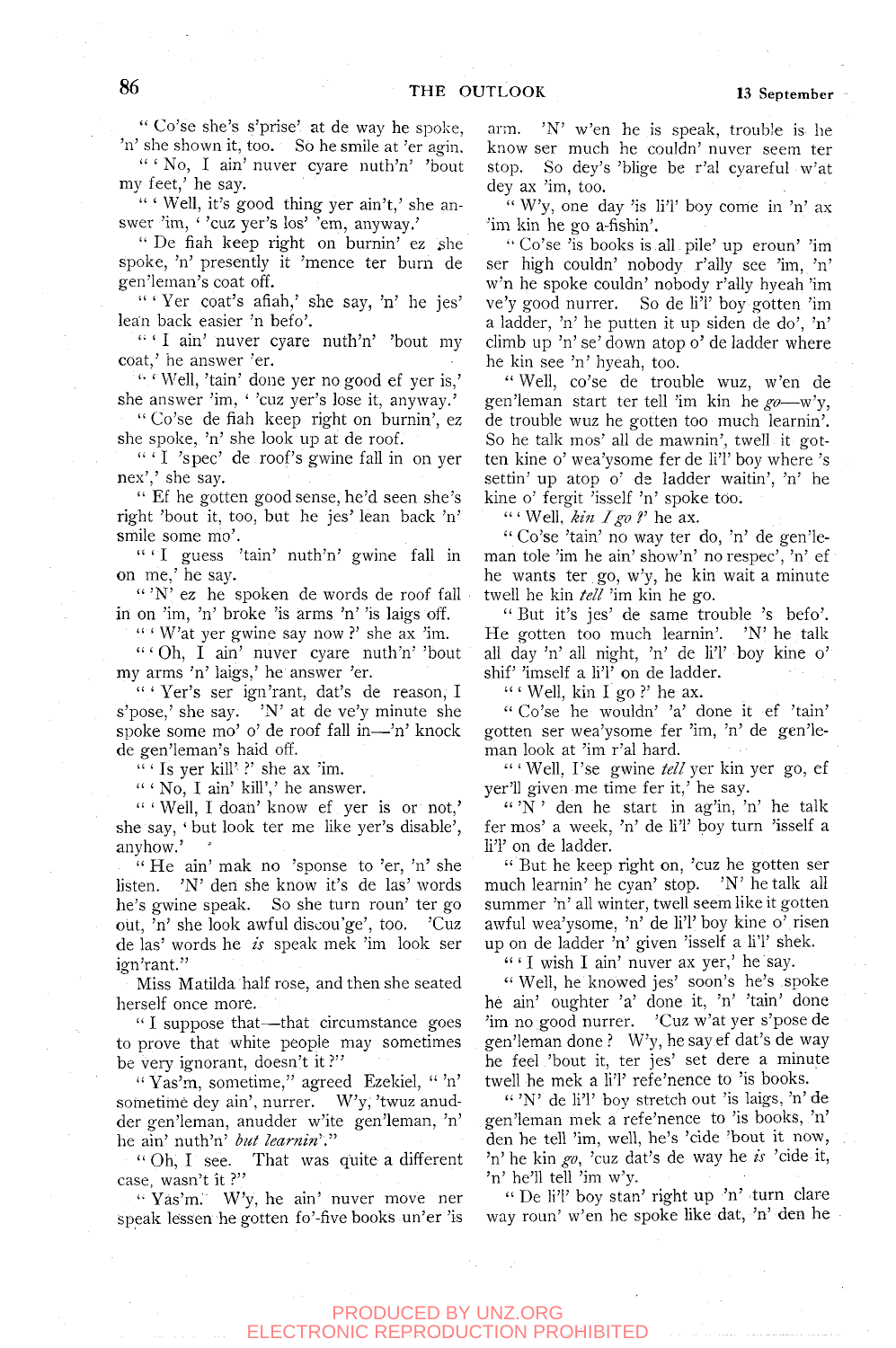"Co'se she's s'prise' at de way he spoke, 'n' she shown it, too. So he smile at 'er agin.

"'No, I ain' nuver cyare nuth'n' 'bout my feet,' he say.

"'Well, it's good thing yer ain't,' she answer 'im, ''cuz yer's los' 'em, anyway.'

"De fiah keep right on burnin' ez she spoke, 'n' presently it 'mence ter burn de gen'leman's coat off.

"'Yer coat's afiah,' she say, 'n' he jes' lean back easier 'n befo'.

"'I ain' nuver cyare nuth'n' 'bout my coat,' he answer 'er.

"'Well, 'tain' done yer no good ef yer is,' she answer 'im, ''cuz yer's lose it, anyway.'

"Co'se de fiah keep right on burnin', ez she spoke, 'n' she look up at de roof.

"'I 'spec' de roof's gwine fall in on yer nex',' she say.

"Ef he gotten good sense, he'd seen she's right 'bout it, too, but he jes' lean back 'n' smile some mo'.

"'I guess 'tain' nuth'n' gwine fall in on me,' he say.

"'N' ez he spoken de words de roof fall in on 'im, 'n' broke 'is arms 'n' 'is laigs off.

"'W'at yer gwine say now?' she ax 'im.

"'Oh, I ain' nuver cyare nuth'n' 'bout my arms 'n' laigs,' he answer 'er.

"'Yer's ser ign'rant, dat's de reason, I s'pose,' she say. 'N' at de ve'y minute she spoke some mo' o' de roof fall in—'n' knock de gen'leman's haid off.

"'Is yer kill'?' she ax 'im.

"'No, I ain' kill',' he answer.

"'Well, I doan' know ef yer is or not,' she say, 'but look ter me like yer's disable', anyhow.'

"He ain' mak no 'sponse to 'er, 'n' she listen. 'N' den she know it's de las' words he's gwine speak. So she turn roun' ter go out, 'n' she look awful discou'ge', too. 'Cuz de las' words he *is* speak mek 'im look ser ign'rant."

Miss Matilda half rose, and then she seated herself once more.

"I suppose that—that circumstance goes to prove that white people may sometimes be very ignorant, doesn't it?"

"Yas'm, sometime," agreed Ezekiel, "'n' sometime dey ain', nurrer. W'y, 'twuz anudder gen'leman, anudder w'ite gen'leman, 'n' he ain' nuth'n' *but learnin'*."

"Oh, I see. That was quite a different case, wasn't it?"

"Yas'm. W'y, he ain' nuver move ner speak lessen he gotten fo'-five books un'er 'is arm. 'N' w'en he is speak, trouble is he know ser much he couldn' nuver seem ter stop. So dey's 'blige be r'al cyareful w'at dey ax 'im, too.

"W'y, one day 'is li'l' boy come in 'n' ax 'im kin he go a-fishin'.

"Co'se 'is books is all pile' up eroun' 'im ser high couldn' nobody r'ally see 'im, 'n' w'n he spoke couldn' nobody r'ally hyeah 'im ve'y good nurrer. So de li'l' boy gotten 'im a ladder, 'n' he putten it up siden de do', 'n' climb up 'n' se' down atop o' de ladder where he kin see 'n' hyeah, too.

"Well, co'se de trouble wuz, w'en de gen'leman start ter tell 'im kin he *go*—w'y, de trouble wuz he gotten too much learnin'. So he talk mos' all de mawnin', twell it gotten kine o' wea'ysome fer de li'l' boy where 's settin' up atop o' de ladder waitin', 'n' he kine o' fergit 'isself 'n' spoke too.

"'Well, *kin I go?*' he ax.

"Co'se 'tain' no way ter do, 'n' de gen'leman tole 'im he ain' show'n' no respec', 'n' ef he wants ter go, w'y, he kin wait a minute twell he kin *tell* 'im kin he go.

"But it's jes' de same trouble 's befo'. He gotten too much learnin'. 'N' he talk all day 'n' all night, 'n' de li'l' boy kine o' shif' 'imself a li'l' on de ladder.

"'Well, kin I go?' he ax.

"Co'se he wouldn' 'a' done it ef 'tain' gotten ser wea'ysome fer 'im, 'n' de gen'leman look at 'im r'al hard.

"'Well, I'se gwine *tell* yer kin yer go, ef yer'll given me time fer it,' he say.

"'N' den he start in ag'in, 'n' he talk fer mos' a week, 'n' de li'l' boy turn 'isself a li'l' on de ladder.

"But he keep right on, 'cuz he gotten ser much learnin' he cyan' stop. 'N' he talk all summer 'n' all winter, twell seem like it gotten awful wea'ysome, 'n' de li'l' boy kine o' risen up on de ladder 'n' given 'isself a li'l' shek.

"'I wish I ain' nuver ax yer,' he say.

"Well, he knowed jes' soon's he's spoke he ain' oughter 'a' done it, 'n' 'tain' done 'im no good nurrer. 'Cuz w'at yer s'pose de gen'leman done? W'y, he say ef dat's de way he feel 'bout it, ter jes' set dere a minute twell he mek a li'l' refe'nence to 'is books.

"'N' de li'l' boy stretch out 'is laigs, 'n' de gen'leman mek a refe'nence to 'is books, 'n' den he tell 'im, well, he's 'cide 'bout it now, 'n' he kin *go*, 'cuz dat's de way he *is* 'cide it, 'n' he'll tell 'im w'y.

"De li'l' boy stan' right up 'n' turn clare way roun' w'en he spoke like dat, 'n' den he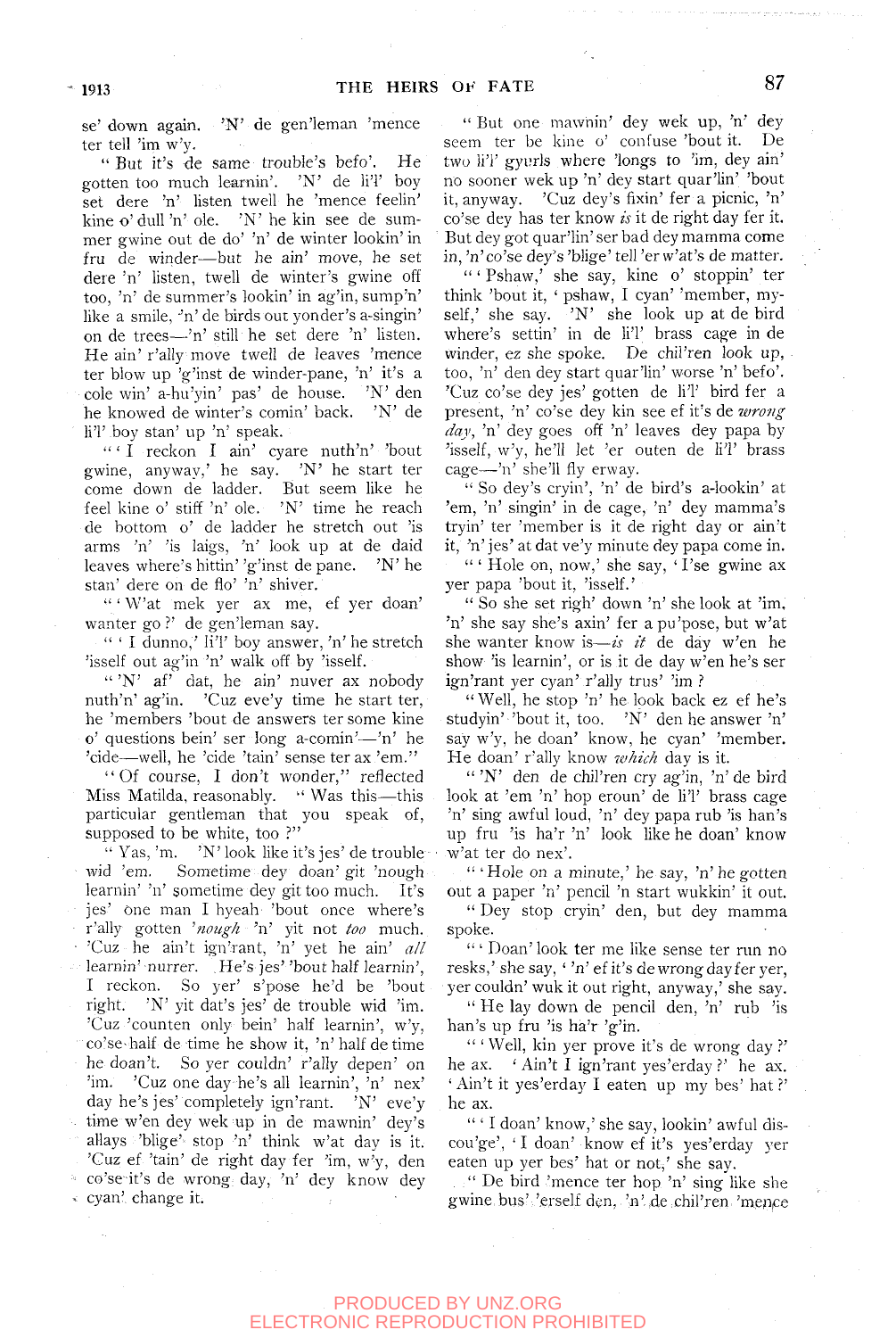se' down again. 'N' de gen'leman 'mence ter tell 'im w'y.

"But it's de same trouble's befo'. He gotten too much learnin'. 'N' de li'l' boy set dere 'n' listen twell he 'mence feelin' kine o' dull 'n' ole. 'N' he kin see de summer gwine out de do' 'n' de winter lookin' in fru de winder—but he ain' move, he set dere 'n' listen, twell de winter's gwine off too, 'n' de summer's lookin' in ag'in, sump'n' like a smile, 'n' de birds out yonder's a-singin' on de trees—'n' still he set dere 'n' listen. He ain' r'ally move twell de leaves 'mence ter blow up 'g'inst de winder-pane, 'n' it's a cole win' a-hu'yin' pas' de house. 'N' den he knowed de winter's comin' back. 'N' de li'l' boy stan' up 'n' speak.

"'I reckon I ain' cyare nuth'n' 'bout gwine, anyway,' he say. 'N' he start ter come down de ladder. But seem like he feel kine o' stiff 'n' ole. 'N' time he reach de bottom o' de ladder he stretch out 'is arms 'n' 'is laigs, 'n' look up at de daid leaves where's hittin' 'g'inst de pane. 'N' he stan' dere on de flo' 'n' shiver.

"'W'at mek yer ax me, ef yer doan' wanter go?' de gen'leman say.

"'I dunno,' li'l' boy answer, 'n' he stretch 'isself out ag'in 'n' walk off by 'isself.

"'N' af' dat, he ain' nuver ax nobody nuth'n' ag'in. 'Cuz eve'y time he start ter, he 'members 'bout de answers ter some kine o' questions bein' ser long a-comin'—'n' he 'cide—well, he 'cide 'tain' sense ter ax 'em."

"Of course, I don't wonder," reflected Miss Matilda, reasonably. "Was this—this particular gentleman that you speak of, supposed to be white, too?"

"Yas, 'm. 'N' look like it's jes' de trouble wid 'em. Sometime dey doan' git 'nough learnin' 'n' sometime dey git too much. It's jes' one man I hyeah 'bout once where's r'ally gotten *'nough* 'n' yit not *too* much. 'Cuz he ain't ign'rant, 'n' yet he ain' *all* learnin' nurrer. He's jes' 'bout half learnin', I reckon. So yer' s'pose he'd be 'bout right. 'N' yit dat's jes' de trouble wid 'im. 'Cuz 'counten only bein' half learnin', w'y, co'se half de time he show it, 'n' half de time he doan't. So yer couldn' r'ally depen' on 'im. 'Cuz one day he's all learnin', 'n' nex' day he's jes' completely ign'rant. 'N' eve'y time w'en dey wek up in de mawnin' dey's allays 'blige' stop 'n' think w'at day is it. 'Cuz ef 'tain' de right day fer 'im, w'y, den co'se it's de wrong day, 'n' dey know dey cyan' change it.

"But one mawnin' dey wek up, 'n' dey seem ter be kine o' confuse 'bout it. De two li'l' gyurls where 'longs to 'im, dey ain' no sooner wek up 'n' dey start quar'lin' 'bout it, anyway. 'Cuz dey's fixin' fer a picnic, 'n' co'se dey has ter know *is* it de right day fer it. But dey got quar'lin' ser bad dey mamma come in, 'n' co'se dey's 'blige' tell 'er w'at's de matter.

"'Pshaw,' she say, kine o' stoppin' ter think 'bout it, 'pshaw, I cyan' 'member, myself,' she say. 'N' she look up at de bird where's settin' in de li'l' brass cage in de winder, ez she spoke. De chil'ren look up, too, 'n' den dey start quar'lin' worse 'n' befo'. 'Cuz co'se dey jes' gotten de li'l' bird fer a present, 'n' co'se dey kin see ef it's de *wrong day*, 'n' dey goes off 'n' leaves dey papa by 'isself, w'y, he'll let 'er outen de li'l' brass cage—'n' she'll fly erway.

"So dey's cryin', 'n' de bird's a-lookin' at 'em, 'n' singin' in de cage, 'n' dey mamma's tryin' ter 'member is it de right day or ain't it, 'n' jes' at dat ve'y minute dey papa come in.

"'Hole on, now,' she say, 'I'se gwine ax yer papa 'bout it, 'isself.'

"So she set righ' down 'n' she look at 'im, 'n' she say she's axin' fer a pu'pose, but w'at she wanter know is—*is it* de day w'en he show 'is learnin', or is it de day w'en he's ser ign'rant yer cyan' r'ally trus' 'im?

"Well, he stop 'n' he look back ez ef he's studyin' 'bout it, too. 'N' den he answer 'n' say w'y, he doan' know, he cyan' 'member. He doan' r'ally know *which* day is it.

"'N' den de chil'ren cry ag'in, 'n' de bird look at 'em 'n' hop eroun' de li'l' brass cage 'n' sing awful loud, 'n' dey papa rub 'is han's up fru 'is ha'r 'n' look like he doan' know w'at ter do nex'.

"'Hole on a minute,' he say, 'n' he gotten out a paper 'n' pencil 'n start wukkin' it out.

"Dey stop cryin' den, but dey mamma spoke.

"'Doan' look ter me like sense ter run no resks,' she say, ''n' ef it's de wrong day fer yer, yer couldn' wuk it out right, anyway,' she say.

"He lay down de pencil den, 'n' rub 'is han's up fru 'is ha'r 'g'in.

"'Well, kin yer prove it's de wrong day?' he ax. 'Ain't I ign'rant yes'erday?' he ax. 'Ain't it yes'erday I eaten up my bes' hat?' he ax.

"'I doan' know,' she say, lookin' awful discou'ge', 'I doan' know ef it's yes'erday yer eaten up yer bes' hat or not,' she say.

"De bird 'mence ter hop 'n' sing like she gwine bus' 'erself den, 'n' de chil'ren 'mence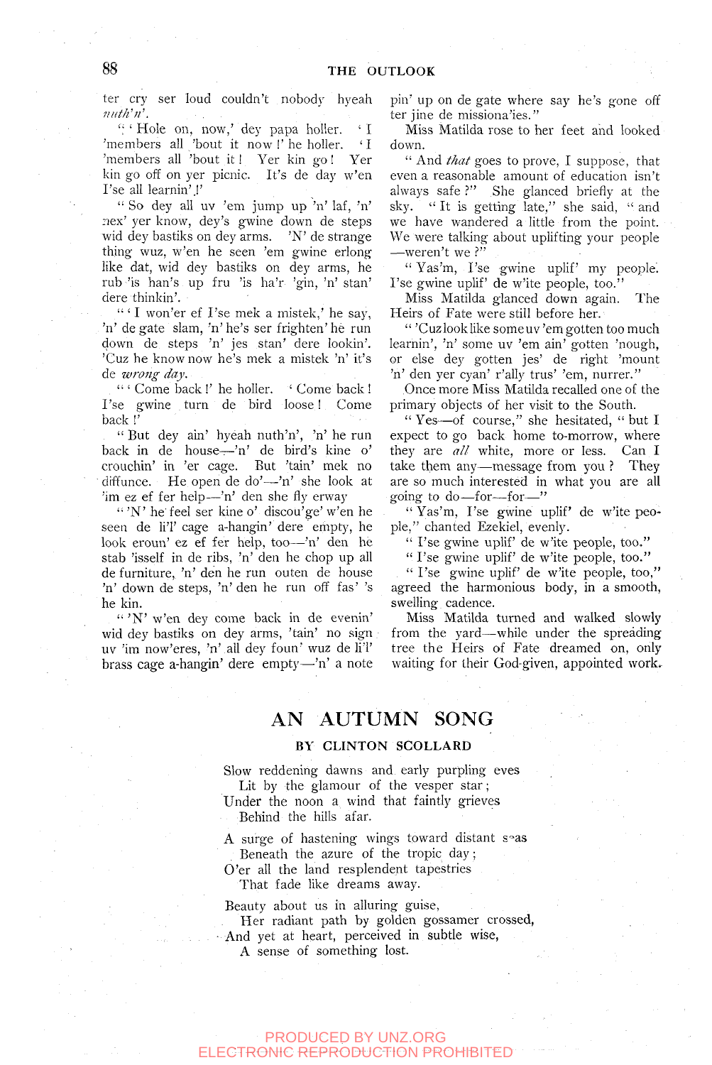ter cry ser loud couldn't nobody hyeah *nuth'n'*.

"'Hole on, now,' dey papa holler. 'I 'members all 'bout it now!' he holler. 'I 'members all 'bout it! Yer kin go! Yer kin go off on yer picnic. It's de day w'en I'se all learnin'!'

"So dey all uv 'em jump up 'n' laf, 'n' nex' yer know, dey's gwine down de steps wid dey bastiks on dey arms. 'N' de strange thing wuz, w'en he seen 'em gwine erlong like dat, wid dey bastiks on dey arms, he rub 'is han's up fru 'is ha'r 'gin, 'n' stan' dere thinkin'.

"'I won'er ef I'se mek a mistek,' he say, 'n' de gate slam, 'n' he's ser frighten' he run down de steps 'n' jes stan' dere lookin'. 'Cuz he know now he's mek a mistek 'n' it's de *wrong day*.

"'Come back!' he holler. 'Come back! I'se gwine turn de bird loose! Come back!'

"But dey ain' hyeah nuth'n', 'n' he run back in de house—'n' de bird's kine o' crouchin' in 'er cage. But 'tain' mek no diffunce. He open de do'—'n' she look at 'im ez ef fer help—'n' den she fly erway

"'N' he feel ser kine o' discou'ge' w'en he seen de li'l' cage a-hangin' dere empty, he look eroun' ez ef fer help, too—'n' den he stab 'isself in de ribs, 'n' den he chop up all de furniture, 'n' den he run outen de house 'n' down de steps, 'n' den he run off fas' 's he kin.

"'N' w'en dey come back in de evenin' wid dey bastiks on dey arms, 'tain' no sign uv 'im now'eres, 'n' all dey foun' wuz de li'l' brass cage a-hangin' dere empty—'n' a note pin' up on de gate where say he's gone off ter jine de missiona'ies."

Miss Matilda rose to her feet and looked down.

"And *that* goes to prove, I suppose, that even a reasonable amount of education isn't always safe?" She glanced briefly at the sky. "It is getting late," she said, "and we have wandered a little from the point. We were talking about uplifting your people—weren't we?"

"Yas'm, I'se gwine uplif' my people. I'se gwine uplif' de w'ite people, too."

Miss Matilda glanced down again. The Heirs of Fate were still before her.

"'Cuz look like some uv 'em gotten too much learnin', 'n' some uv 'em ain' gotten 'nough, or else dey gotten jes' de right 'mount 'n' den yer cyan' r'ally trus' 'em, nurrer."

Once more Miss Matilda recalled one of the primary objects of her visit to the South.

"Yes—of course," she hesitated, "but I expect to go back home to-morrow, where they are *all* white, more or less. Can I take them any—message from you? They are so much interested in what you are all going to do—for—for—"

"Yas'm, I'se gwine uplif' de w'ite people," chanted Ezekiel, evenly.

"I'se gwine uplif' de w'ite people, too."

"I'se gwine uplif' de w'ite people, too."

"I'se gwine uplif' de w'ite people, too," agreed the harmonious body, in a smooth, swelling cadence.

Miss Matilda turned and walked slowly from the yard—while under the spreading tree the Heirs of Fate dreamed on, only waiting for their God-given, appointed work.

## AN AUTUMN SONG

### BY CLINTON SCOLLARD

Slow reddening dawns and early purpling eves
　Lit by the glamour of the vesper star;
Under the noon a wind that faintly grieves
　Behind the hills afar.

A surge of hastening wings toward distant seas
　Beneath the azure of the tropic day;
O'er all the land resplendent tapestries
　That fade like dreams away.

Beauty about us in alluring guise,
　Her radiant path by golden gossamer crossed,
And yet at heart, perceived in subtle wise,
　A sense of something lost.